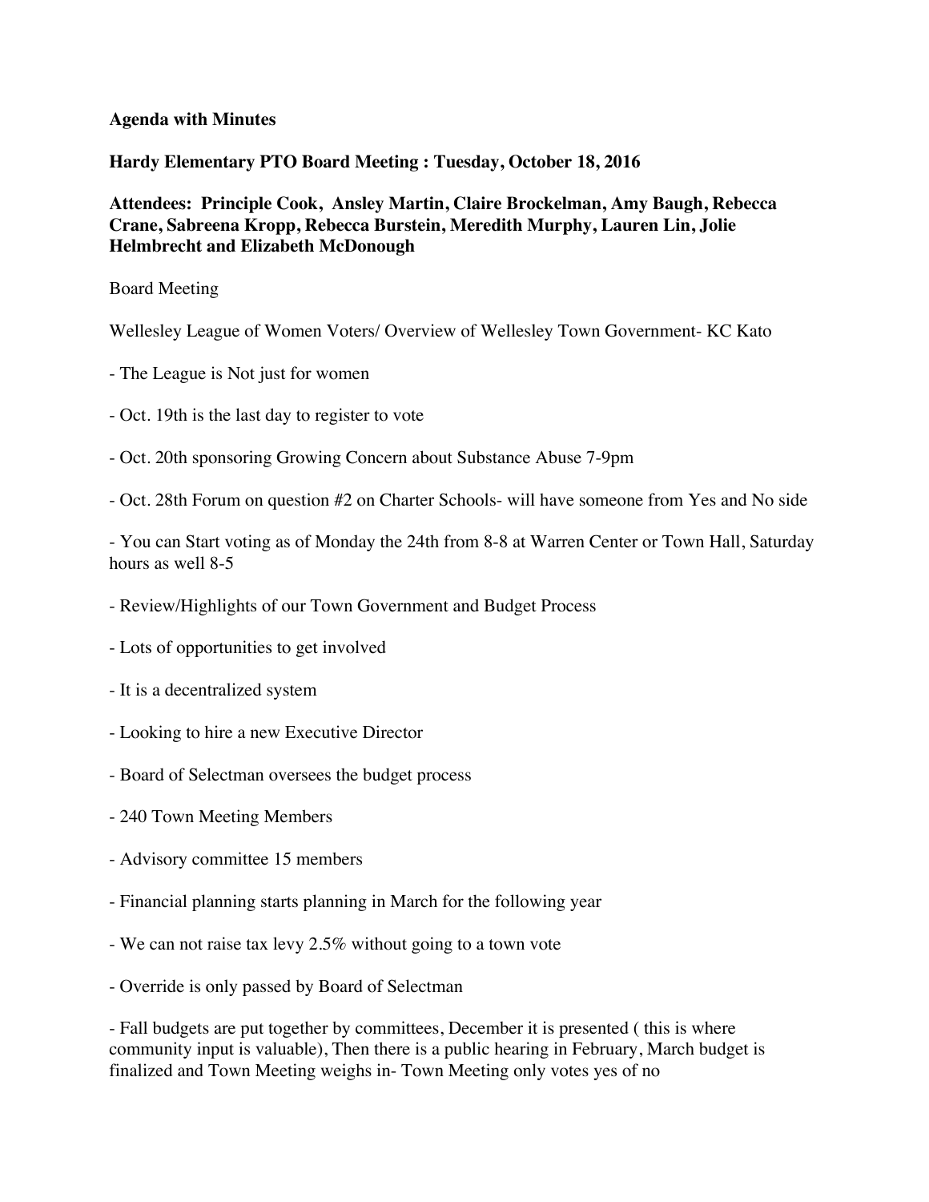**Agenda with Minutes**

**Hardy Elementary PTO Board Meeting : Tuesday, October 18, 2016**

**Attendees: Principle Cook, Ansley Martin, Claire Brockelman, Amy Baugh, Rebecca Crane, Sabreena Kropp, Rebecca Burstein, Meredith Murphy, Lauren Lin, Jolie Helmbrecht and Elizabeth McDonough**

Board Meeting

Wellesley League of Women Voters/ Overview of Wellesley Town Government- KC Kato

- The League is Not just for women
- Oct. 19th is the last day to register to vote
- Oct. 20th sponsoring Growing Concern about Substance Abuse 7-9pm
- Oct. 28th Forum on question #2 on Charter Schools- will have someone from Yes and No side
- You can Start voting as of Monday the 24th from 8-8 at Warren Center or Town Hall, Saturday hours as well 8-5
- Review/Highlights of our Town Government and Budget Process
- Lots of opportunities to get involved
- It is a decentralized system
- Looking to hire a new Executive Director
- Board of Selectman oversees the budget process
- 240 Town Meeting Members
- Advisory committee 15 members
- Financial planning starts planning in March for the following year
- We can not raise tax levy 2.5% without going to a town vote
- Override is only passed by Board of Selectman
- Fall budgets are put together by committees, December it is presented ( this is where community input is valuable), Then there is a public hearing in February, March budget is finalized and Town Meeting weighs in- Town Meeting only votes yes of no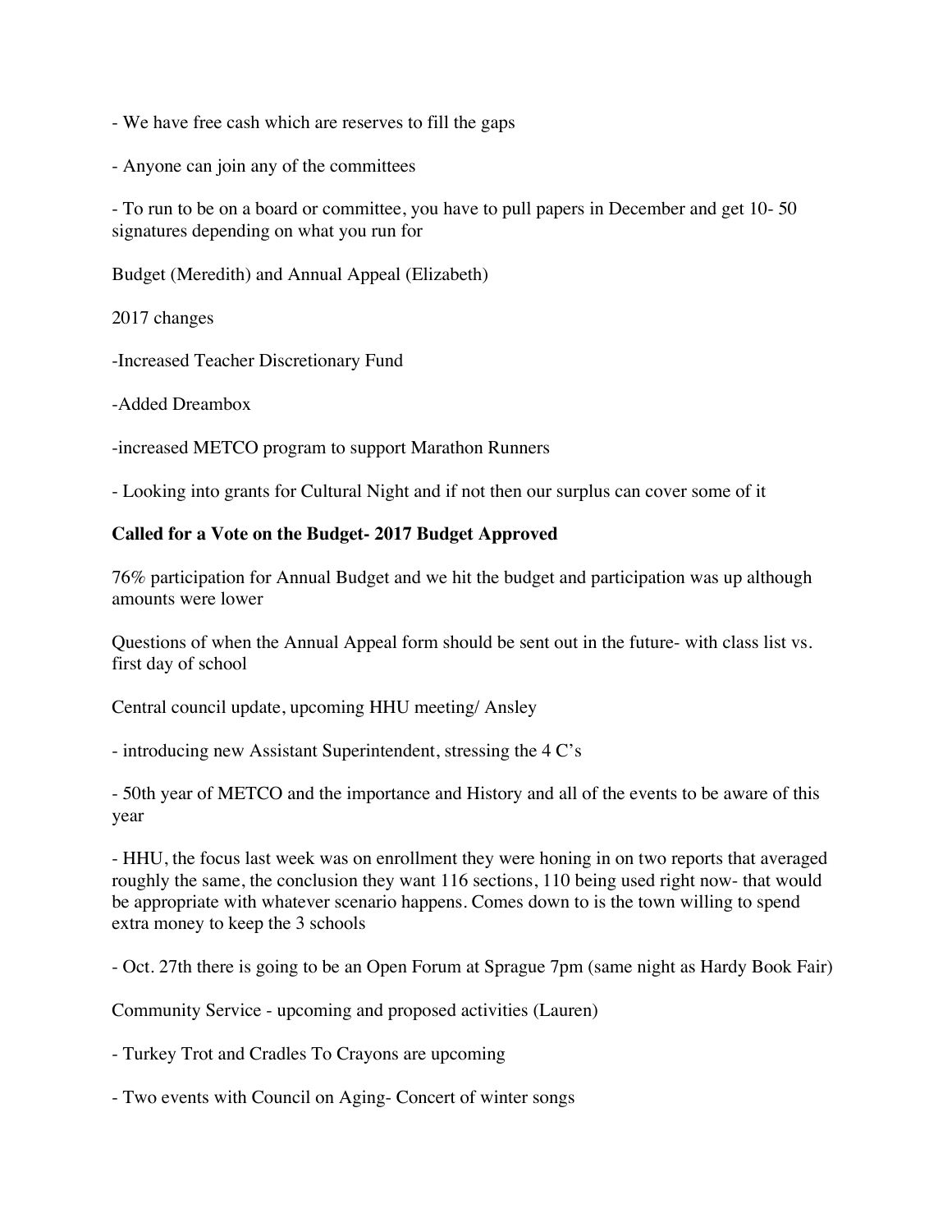- We have free cash which are reserves to fill the gaps

- Anyone can join any of the committees

- To run to be on a board or committee, you have to pull papers in December and get 10- 50 signatures depending on what you run for

Budget (Meredith) and Annual Appeal (Elizabeth)

2017 changes

-Increased Teacher Discretionary Fund

-Added Dreambox

-increased METCO program to support Marathon Runners

- Looking into grants for Cultural Night and if not then our surplus can cover some of it

**Called for a Vote on the Budget- 2017 Budget Approved**

76% participation for Annual Budget and we hit the budget and participation was up although amounts were lower

Questions of when the Annual Appeal form should be sent out in the future- with class list vs. first day of school

Central council update, upcoming HHU meeting/ Ansley

- introducing new Assistant Superintendent, stressing the 4 C's

- 50th year of METCO and the importance and History and all of the events to be aware of this year

- HHU, the focus last week was on enrollment they were honing in on two reports that averaged roughly the same, the conclusion they want 116 sections, 110 being used right now- that would be appropriate with whatever scenario happens. Comes down to is the town willing to spend extra money to keep the 3 schools

- Oct. 27th there is going to be an Open Forum at Sprague 7pm (same night as Hardy Book Fair)

Community Service - upcoming and proposed activities (Lauren)

- Turkey Trot and Cradles To Crayons are upcoming

- Two events with Council on Aging- Concert of winter songs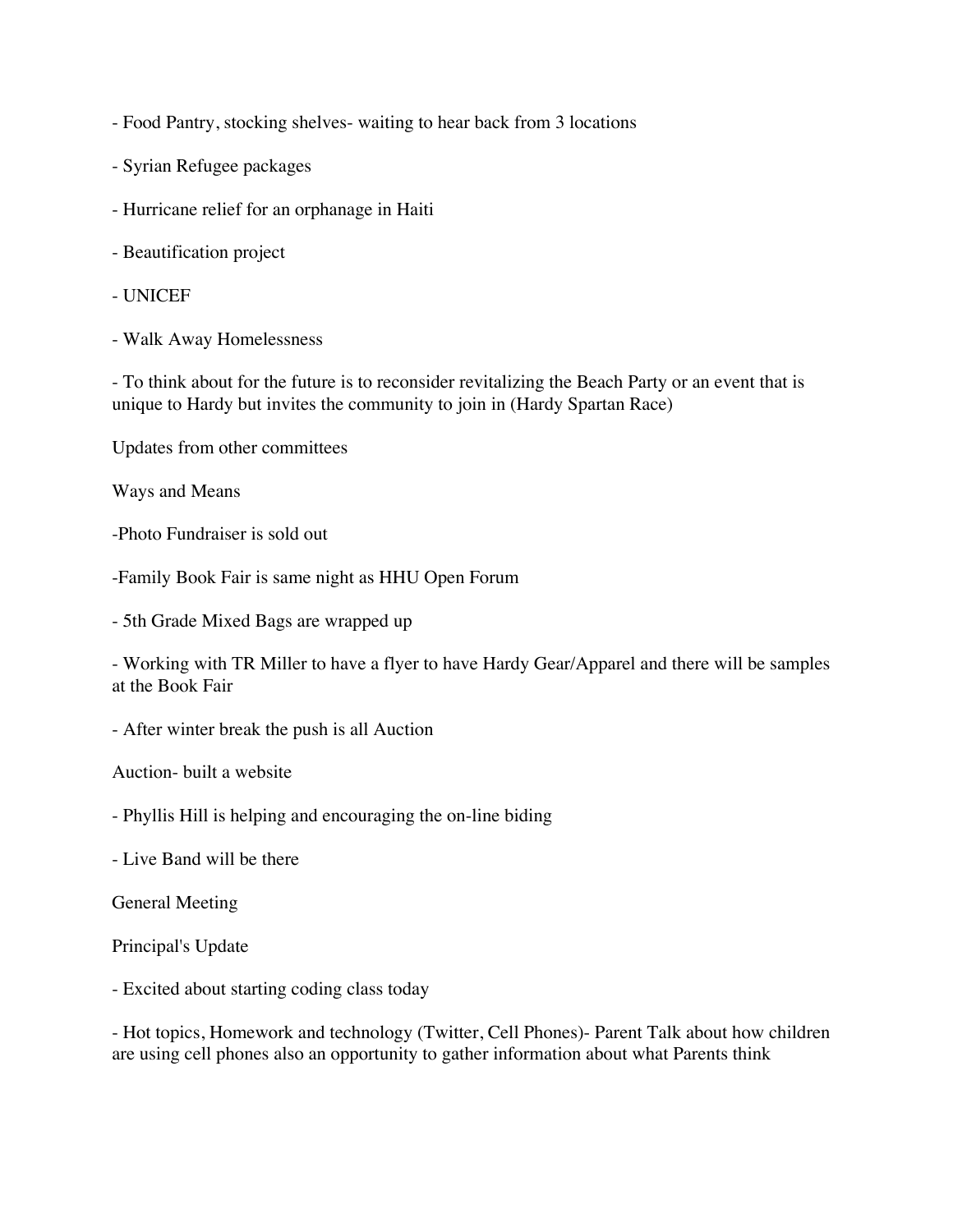- Food Pantry, stocking shelves- waiting to hear back from 3 locations

- Syrian Refugee packages

- Hurricane relief for an orphanage in Haiti

- Beautification project

- UNICEF

- Walk Away Homelessness

- To think about for the future is to reconsider revitalizing the Beach Party or an event that is unique to Hardy but invites the community to join in (Hardy Spartan Race)

Updates from other committees

Ways and Means

-Photo Fundraiser is sold out

-Family Book Fair is same night as HHU Open Forum

- 5th Grade Mixed Bags are wrapped up

- Working with TR Miller to have a flyer to have Hardy Gear/Apparel and there will be samples at the Book Fair

- After winter break the push is all Auction

Auction- built a website

- Phyllis Hill is helping and encouraging the on-line biding

- Live Band will be there

General Meeting

Principal's Update

- Excited about starting coding class today

- Hot topics, Homework and technology (Twitter, Cell Phones)- Parent Talk about how children are using cell phones also an opportunity to gather information about what Parents think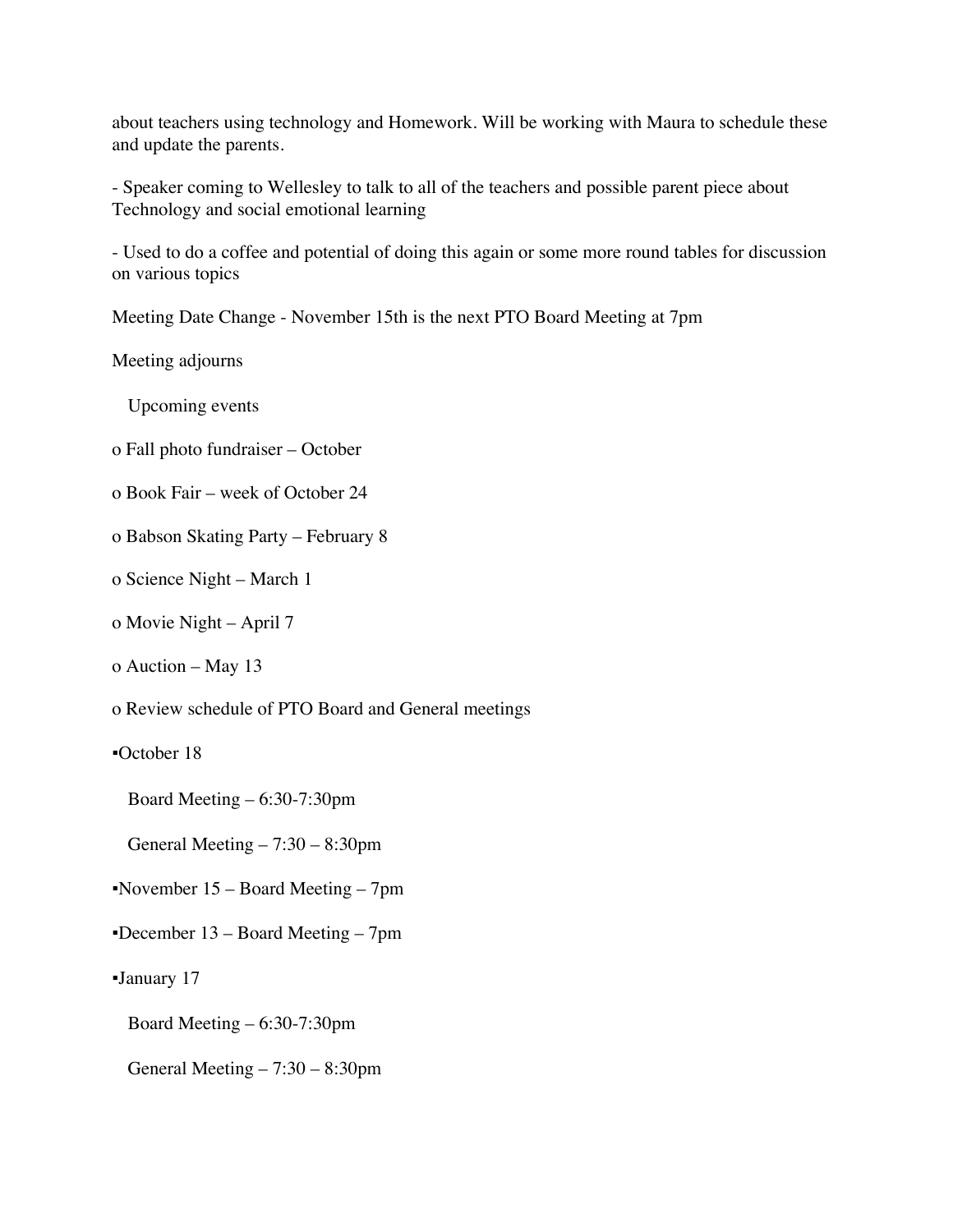about teachers using technology and Homework. Will be working with Maura to schedule these and update the parents.

- Speaker coming to Wellesley to talk to all of the teachers and possible parent piece about Technology and social emotional learning

- Used to do a coffee and potential of doing this again or some more round tables for discussion on various topics

Meeting Date Change - November 15th is the next PTO Board Meeting at 7pm

Meeting adjourns

Upcoming events

- Fall photo fundraiser – October
- Book Fair – week of October 24
- Babson Skating Party – February 8
- Science Night – March 1
- Movie Night – April 7
- Auction – May 13
- Review schedule of PTO Board and General meetings
  - October 18
    - Board Meeting – 6:30-7:30pm
    - General Meeting – 7:30 – 8:30pm
  - November 15 – Board Meeting – 7pm
  - December 13 – Board Meeting – 7pm
  - January 17
    - Board Meeting – 6:30-7:30pm
    - General Meeting – 7:30 – 8:30pm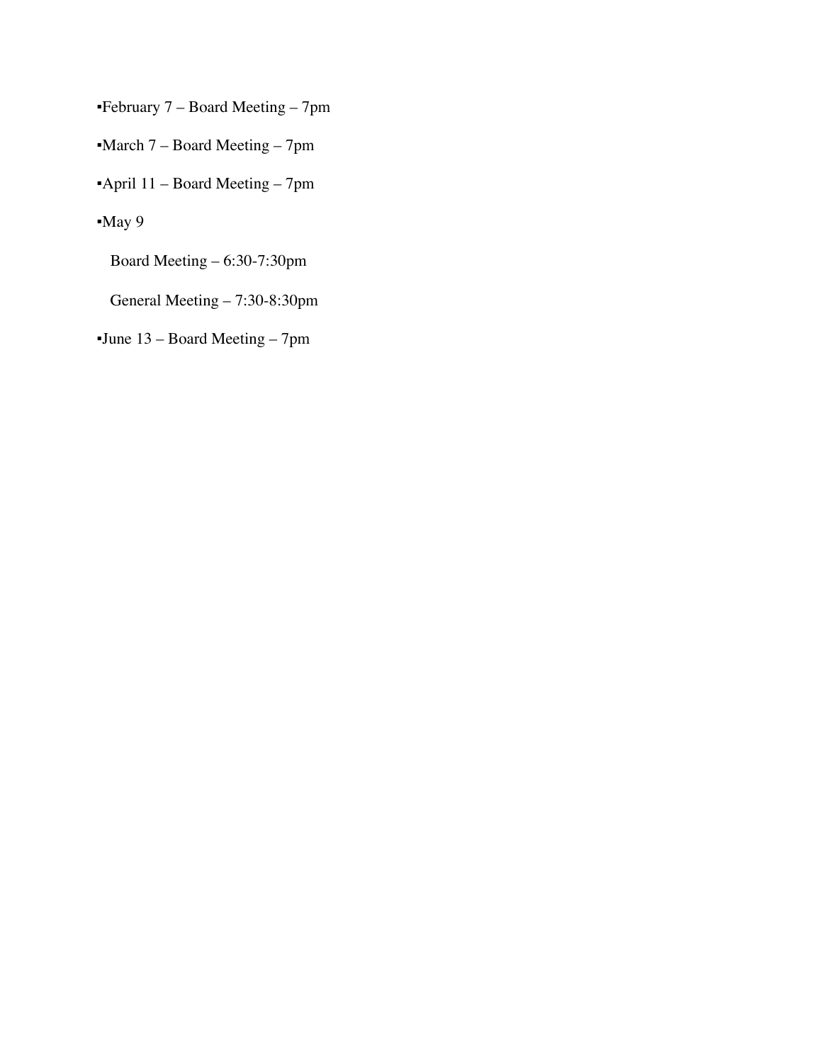- February 7 – Board Meeting – 7pm
- March 7 – Board Meeting – 7pm
- April 11 – Board Meeting – 7pm
- May 9
  - Board Meeting – 6:30-7:30pm
  - General Meeting – 7:30-8:30pm
- June 13 – Board Meeting – 7pm